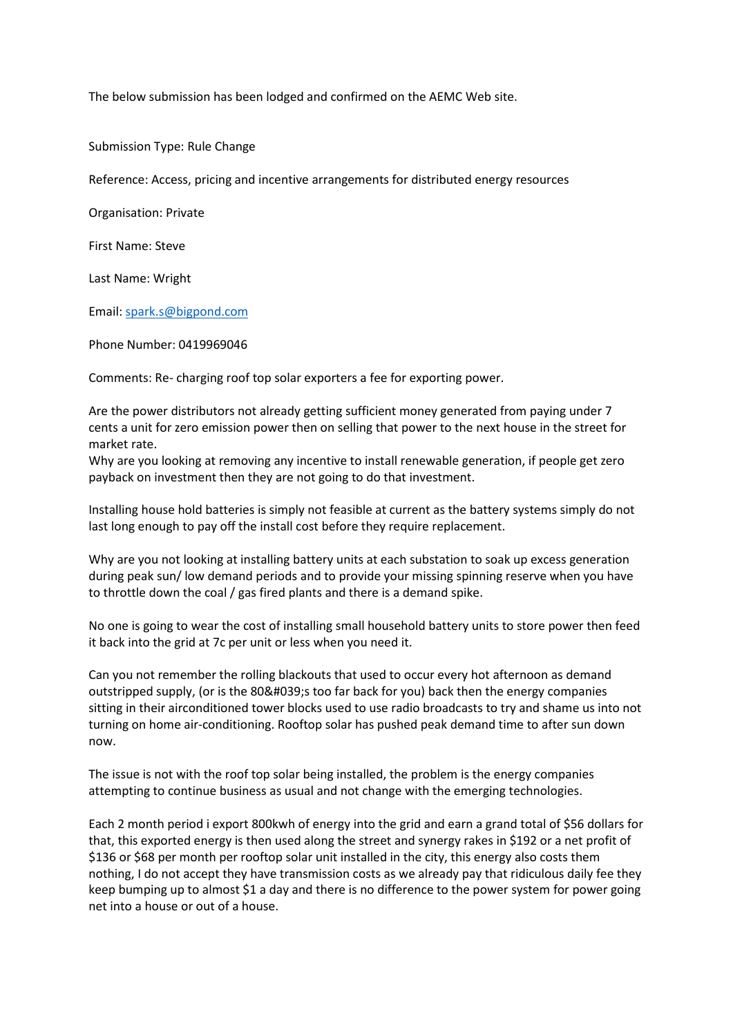The below submission has been lodged and confirmed on the AEMC Web site.

Submission Type: Rule Change

Reference: Access, pricing and incentive arrangements for distributed energy resources

Organisation: Private

First Name: Steve

Last Name: Wright

Email: spark.s@bigpond.com

Phone Number: 0419969046

Comments: Re- charging roof top solar exporters a fee for exporting power.

Are the power distributors not already getting sufficient money generated from paying under 7 cents a unit for zero emission power then on selling that power to the next house in the street for market rate.
Why are you looking at removing any incentive to install renewable generation, if people get zero payback on investment then they are not going to do that investment.

Installing house hold batteries is simply not feasible at current as the battery systems simply do not last long enough to pay off the install cost before they require replacement.

Why are you not looking at installing battery units at each substation to soak up excess generation during peak sun/ low demand periods and to provide your missing spinning reserve when you have to throttle down the coal / gas fired plants and there is a demand spike.

No one is going to wear the cost of installing small household battery units to store power then feed it back into the grid at 7c per unit or less when you need it.

Can you not remember the rolling blackouts that used to occur every hot afternoon as demand outstripped supply, (or is the 80&#039;s too far back for you) back then the energy companies sitting in their airconditioned tower blocks used to use radio broadcasts to try and shame us into not turning on home air-conditioning. Rooftop solar has pushed peak demand time to after sun down now.

The issue is not with the roof top solar being installed, the problem is the energy companies attempting to continue business as usual and not change with the emerging technologies.

Each 2 month period i export 800kwh of energy into the grid and earn a grand total of $56 dollars for that, this exported energy is then used along the street and synergy rakes in $192 or a net profit of $136 or $68 per month per rooftop solar unit installed in the city, this energy also costs them nothing, I do not accept they have transmission costs as we already pay that ridiculous daily fee they keep bumping up to almost $1 a day and there is no difference to the power system for power going net into a house or out of a house.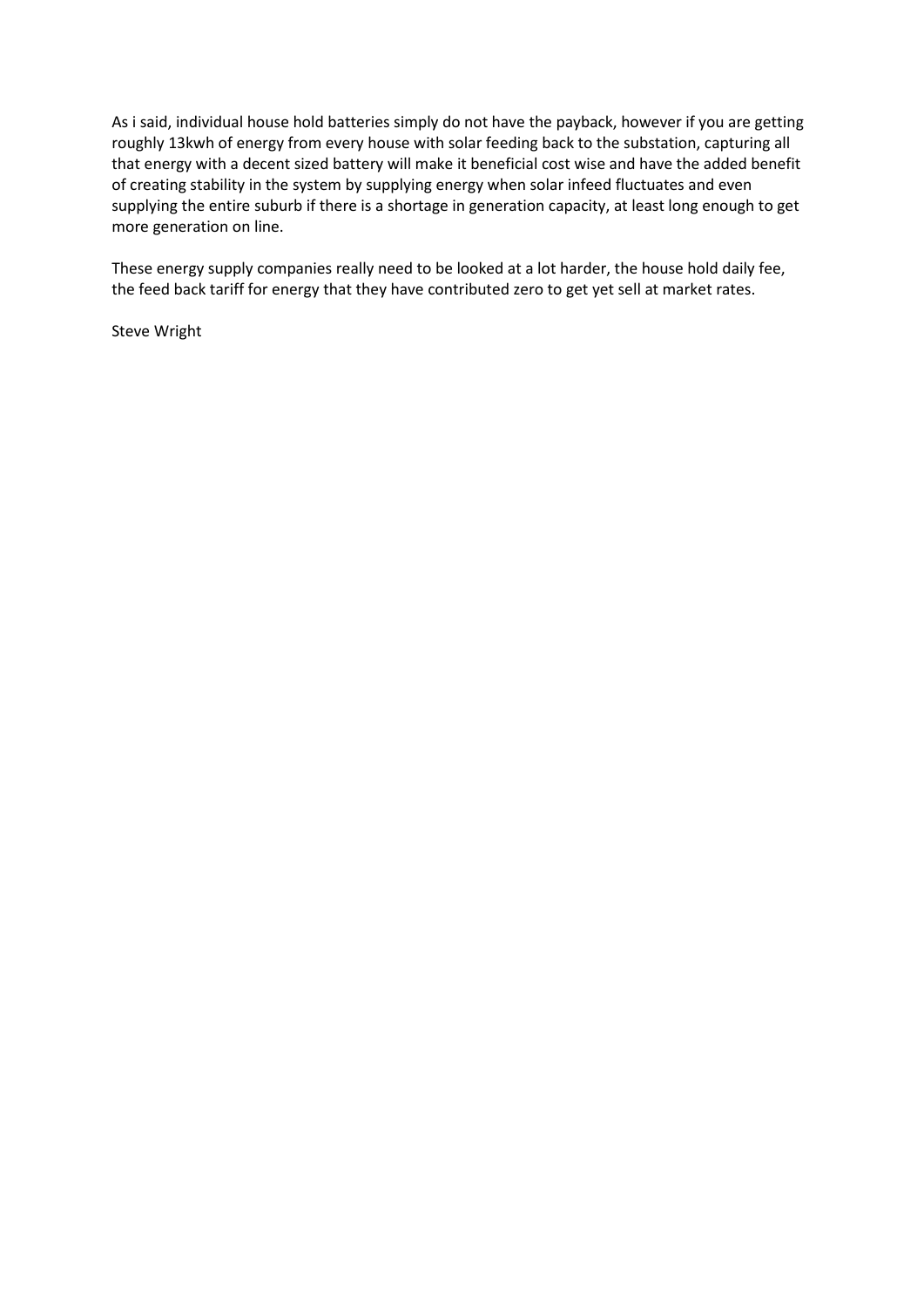As i said, individual house hold batteries simply do not have the payback, however if you are getting roughly 13kwh of energy from every house with solar feeding back to the substation, capturing all that energy with a decent sized battery will make it beneficial cost wise and have the added benefit of creating stability in the system by supplying energy when solar infeed fluctuates and even supplying the entire suburb if there is a shortage in generation capacity, at least long enough to get more generation on line.

These energy supply companies really need to be looked at a lot harder, the house hold daily fee, the feed back tariff for energy that they have contributed zero to get yet sell at market rates.

Steve Wright